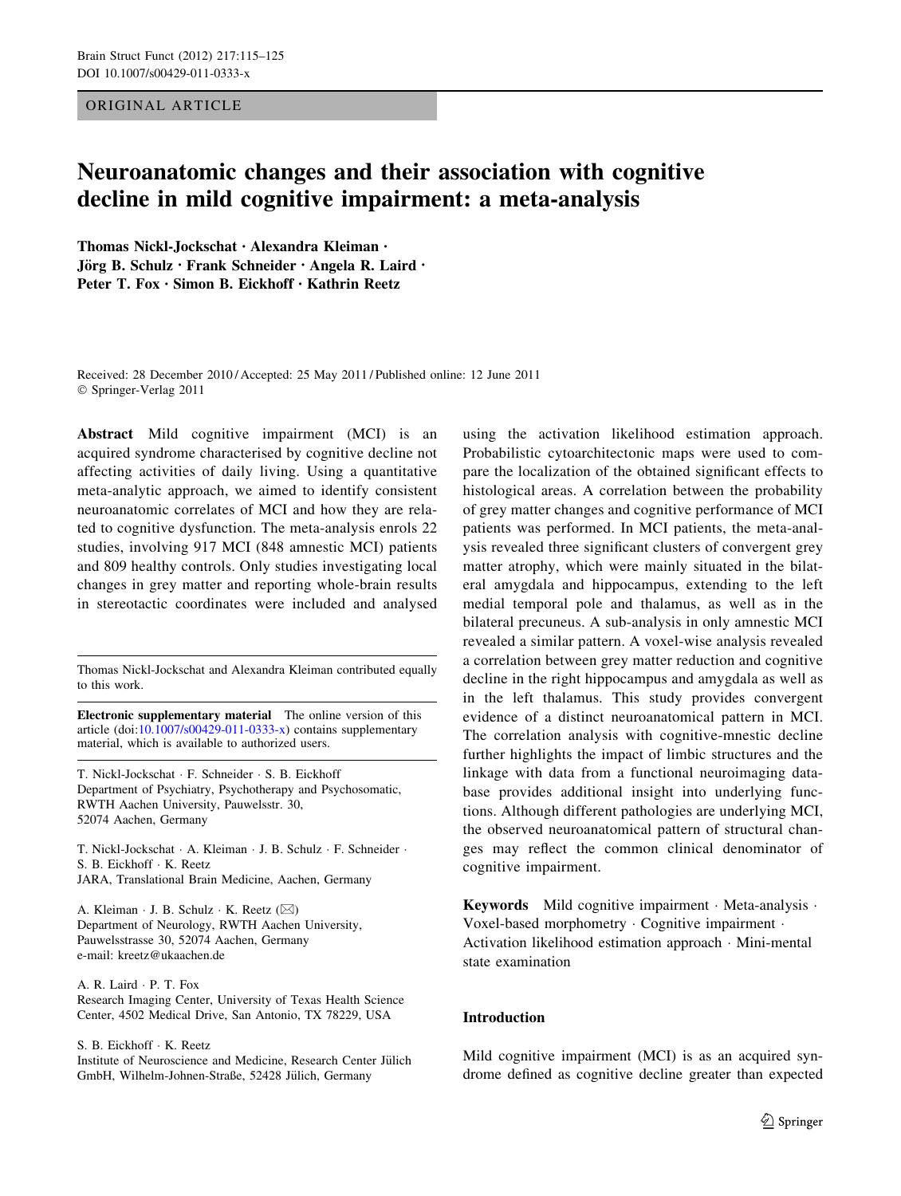ORIGINAL ARTICLE

# Neuroanatomic changes and their association with cognitive decline in mild cognitive impairment: a meta-analysis

**Thomas Nickl-Jockschat · Alexandra Kleiman · Jörg B. Schulz · Frank Schneider · Angela R. Laird · Peter T. Fox · Simon B. Eickhoff · Kathrin Reetz**

Received: 28 December 2010 / Accepted: 25 May 2011 / Published online: 12 June 2011
© Springer-Verlag 2011

**Abstract** Mild cognitive impairment (MCI) is an acquired syndrome characterised by cognitive decline not affecting activities of daily living. Using a quantitative meta-analytic approach, we aimed to identify consistent neuroanatomic correlates of MCI and how they are related to cognitive dysfunction. The meta-analysis enrols 22 studies, involving 917 MCI (848 amnestic MCI) patients and 809 healthy controls. Only studies investigating local changes in grey matter and reporting whole-brain results in stereotactic coordinates were included and analysed using the activation likelihood estimation approach. Probabilistic cytoarchitectonic maps were used to compare the localization of the obtained significant effects to histological areas. A correlation between the probability of grey matter changes and cognitive performance of MCI patients was performed. In MCI patients, the meta-analysis revealed three significant clusters of convergent grey matter atrophy, which were mainly situated in the bilateral amygdala and hippocampus, extending to the left medial temporal pole and thalamus, as well as in the bilateral precuneus. A sub-analysis in only amnestic MCI revealed a similar pattern. A voxel-wise analysis revealed a correlation between grey matter reduction and cognitive decline in the right hippocampus and amygdala as well as in the left thalamus. This study provides convergent evidence of a distinct neuroanatomical pattern in MCI. The correlation analysis with cognitive-mnestic decline further highlights the impact of limbic structures and the linkage with data from a functional neuroimaging database provides additional insight into underlying functions. Although different pathologies are underlying MCI, the observed neuroanatomical pattern of structural changes may reflect the common clinical denominator of cognitive impairment.

**Keywords** Mild cognitive impairment · Meta-analysis · Voxel-based morphometry · Cognitive impairment · Activation likelihood estimation approach · Mini-mental state examination

Thomas Nickl-Jockschat and Alexandra Kleiman contributed equally to this work.

**Electronic supplementary material** The online version of this article (doi:10.1007/s00429-011-0333-x) contains supplementary material, which is available to authorized users.

T. Nickl-Jockschat · F. Schneider · S. B. Eickhoff
Department of Psychiatry, Psychotherapy and Psychosomatic, RWTH Aachen University, Pauwelsstr. 30, 52074 Aachen, Germany

T. Nickl-Jockschat · A. Kleiman · J. B. Schulz · F. Schneider · S. B. Eickhoff · K. Reetz
JARA, Translational Brain Medicine, Aachen, Germany

A. Kleiman · J. B. Schulz · K. Reetz (✉)
Department of Neurology, RWTH Aachen University, Pauwelsstrasse 30, 52074 Aachen, Germany
e-mail: kreetz@ukaachen.de

A. R. Laird · P. T. Fox
Research Imaging Center, University of Texas Health Science Center, 4502 Medical Drive, San Antonio, TX 78229, USA

S. B. Eickhoff · K. Reetz
Institute of Neuroscience and Medicine, Research Center Jülich GmbH, Wilhelm-Johnen-Straße, 52428 Jülich, Germany

## Introduction

Mild cognitive impairment (MCI) is as an acquired syndrome defined as cognitive decline greater than expected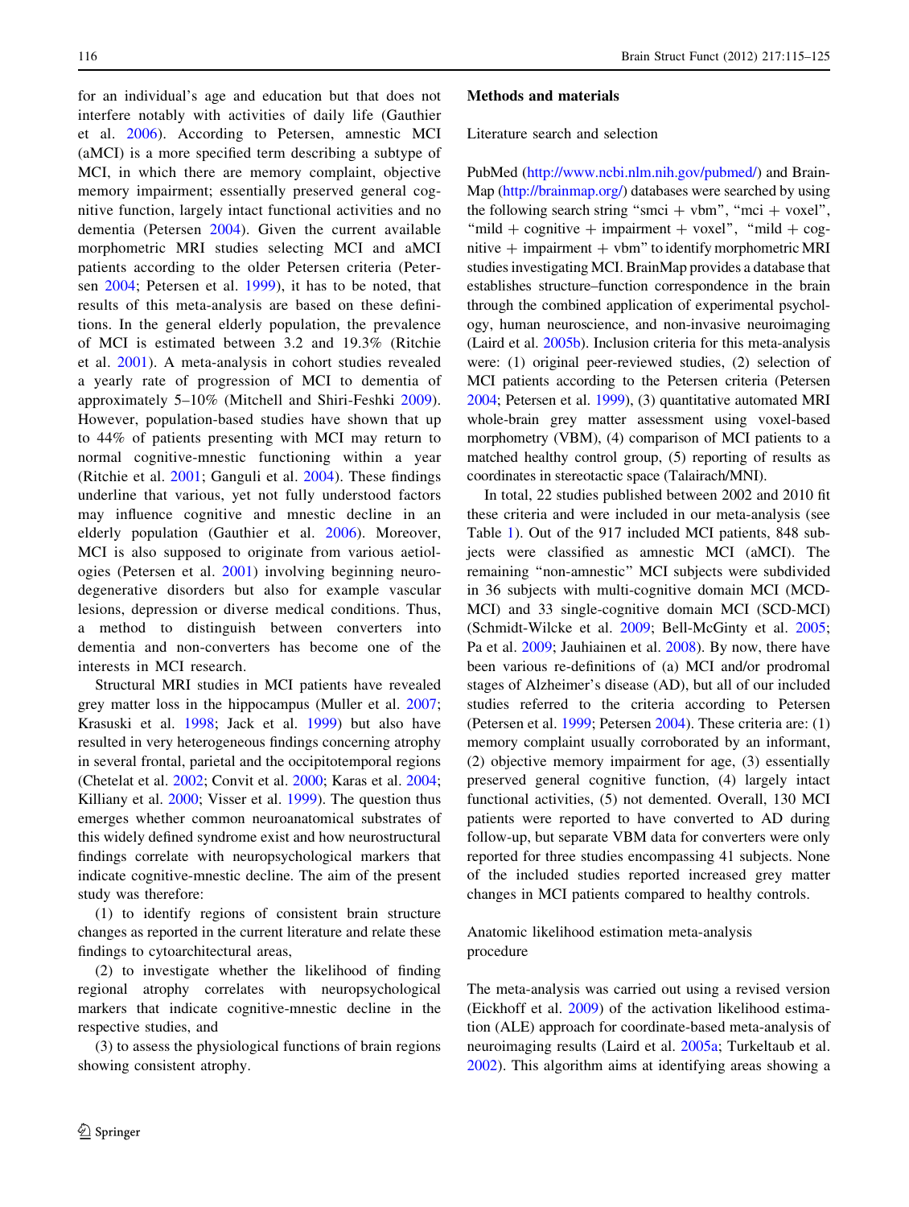for an individual's age and education but that does not interfere notably with activities of daily life (Gauthier et al. 2006). According to Petersen, amnestic MCI (aMCI) is a more specified term describing a subtype of MCI, in which there are memory complaint, objective memory impairment; essentially preserved general cognitive function, largely intact functional activities and no dementia (Petersen 2004). Given the current available morphometric MRI studies selecting MCI and aMCI patients according to the older Petersen criteria (Petersen 2004; Petersen et al. 1999), it has to be noted, that results of this meta-analysis are based on these definitions. In the general elderly population, the prevalence of MCI is estimated between 3.2 and 19.3% (Ritchie et al. 2001). A meta-analysis in cohort studies revealed a yearly rate of progression of MCI to dementia of approximately 5–10% (Mitchell and Shiri-Feshki 2009). However, population-based studies have shown that up to 44% of patients presenting with MCI may return to normal cognitive-mnestic functioning within a year (Ritchie et al. 2001; Ganguli et al. 2004). These findings underline that various, yet not fully understood factors may influence cognitive and mnestic decline in an elderly population (Gauthier et al. 2006). Moreover, MCI is also supposed to originate from various aetiologies (Petersen et al. 2001) involving beginning neurodegenerative disorders but also for example vascular lesions, depression or diverse medical conditions. Thus, a method to distinguish between converters into dementia and non-converters has become one of the interests in MCI research.

Structural MRI studies in MCI patients have revealed grey matter loss in the hippocampus (Muller et al. 2007; Krasuski et al. 1998; Jack et al. 1999) but also have resulted in very heterogeneous findings concerning atrophy in several frontal, parietal and the occipitotemporal regions (Chetelat et al. 2002; Convit et al. 2000; Karas et al. 2004; Killiany et al. 2000; Visser et al. 1999). The question thus emerges whether common neuroanatomical substrates of this widely defined syndrome exist and how neurostructural findings correlate with neuropsychological markers that indicate cognitive-mnestic decline. The aim of the present study was therefore:

(1) to identify regions of consistent brain structure changes as reported in the current literature and relate these findings to cytoarchitectural areas,

(2) to investigate whether the likelihood of finding regional atrophy correlates with neuropsychological markers that indicate cognitive-mnestic decline in the respective studies, and

(3) to assess the physiological functions of brain regions showing consistent atrophy.

## Methods and materials

### Literature search and selection

PubMed (http://www.ncbi.nlm.nih.gov/pubmed/) and BrainMap (http://brainmap.org/) databases were searched by using the following search string "smci + vbm", "mci + voxel", "mild + cognitive + impairment + voxel", "mild + cognitive + impairment + vbm" to identify morphometric MRI studies investigating MCI. BrainMap provides a database that establishes structure–function correspondence in the brain through the combined application of experimental psychology, human neuroscience, and non-invasive neuroimaging (Laird et al. 2005b). Inclusion criteria for this meta-analysis were: (1) original peer-reviewed studies, (2) selection of MCI patients according to the Petersen criteria (Petersen 2004; Petersen et al. 1999), (3) quantitative automated MRI whole-brain grey matter assessment using voxel-based morphometry (VBM), (4) comparison of MCI patients to a matched healthy control group, (5) reporting of results as coordinates in stereotactic space (Talairach/MNI).

In total, 22 studies published between 2002 and 2010 fit these criteria and were included in our meta-analysis (see Table 1). Out of the 917 included MCI patients, 848 subjects were classified as amnestic MCI (aMCI). The remaining "non-amnestic" MCI subjects were subdivided in 36 subjects with multi-cognitive domain MCI (MCD-MCI) and 33 single-cognitive domain MCI (SCD-MCI) (Schmidt-Wilcke et al. 2009; Bell-McGinty et al. 2005; Pa et al. 2009; Jauhiainen et al. 2008). By now, there have been various re-definitions of (a) MCI and/or prodromal stages of Alzheimer's disease (AD), but all of our included studies referred to the criteria according to Petersen (Petersen et al. 1999; Petersen 2004). These criteria are: (1) memory complaint usually corroborated by an informant, (2) objective memory impairment for age, (3) essentially preserved general cognitive function, (4) largely intact functional activities, (5) not demented. Overall, 130 MCI patients were reported to have converted to AD during follow-up, but separate VBM data for converters were only reported for three studies encompassing 41 subjects. None of the included studies reported increased grey matter changes in MCI patients compared to healthy controls.

### Anatomic likelihood estimation meta-analysis procedure

The meta-analysis was carried out using a revised version (Eickhoff et al. 2009) of the activation likelihood estimation (ALE) approach for coordinate-based meta-analysis of neuroimaging results (Laird et al. 2005a; Turkeltaub et al. 2002). This algorithm aims at identifying areas showing a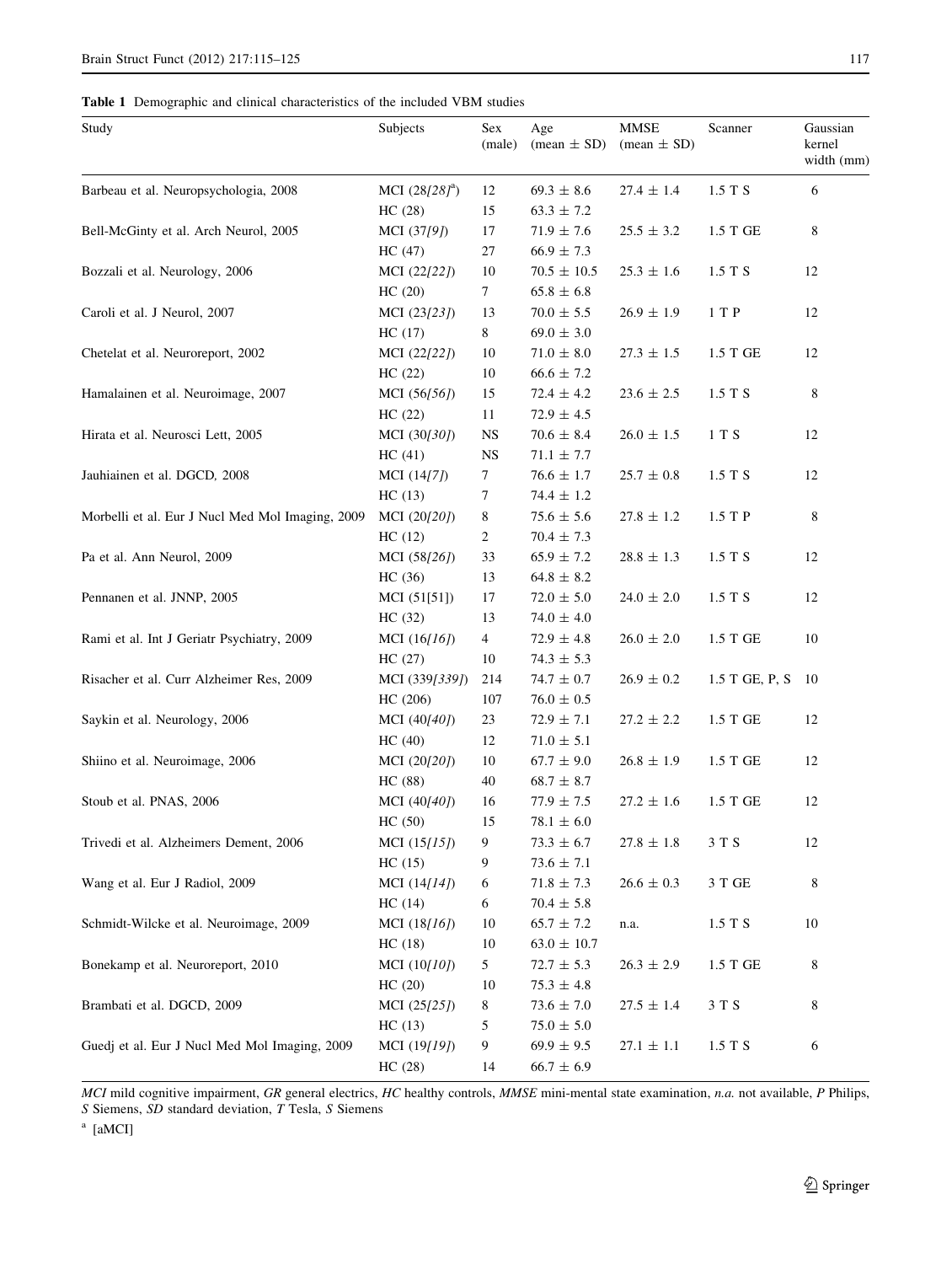**Table 1** Demographic and clinical characteristics of the included VBM studies

| Study | Subjects | Sex (male) | Age (mean ± SD) | MMSE (mean ± SD) | Scanner | Gaussian kernel width (mm) |
|---|---|---|---|---|---|---|
| Barbeau et al. Neuropsychologia, 2008 | MCI (28/*28*/[a]) | 12 | 69.3 ± 8.6 | 27.4 ± 1.4 | 1.5 T S | 6 |
| | HC (28) | 15 | 63.3 ± 7.2 | | | |
| Bell-McGinty et al. Arch Neurol, 2005 | MCI (37/*9*/) | 17 | 71.9 ± 7.6 | 25.5 ± 3.2 | 1.5 T GE | 8 |
| | HC (47) | 27 | 66.9 ± 7.3 | | | |
| Bozzali et al. Neurology, 2006 | MCI (22/*22*/) | 10 | 70.5 ± 10.5 | 25.3 ± 1.6 | 1.5 T S | 12 |
| | HC (20) | 7 | 65.8 ± 6.8 | | | |
| Caroli et al. J Neurol, 2007 | MCI (23/*23*/) | 13 | 70.0 ± 5.5 | 26.9 ± 1.9 | 1 T P | 12 |
| | HC (17) | 8 | 69.0 ± 3.0 | | | |
| Chetelat et al. Neuroreport, 2002 | MCI (22/*22*/) | 10 | 71.0 ± 8.0 | 27.3 ± 1.5 | 1.5 T GE | 12 |
| | HC (22) | 10 | 66.6 ± 7.2 | | | |
| Hamalainen et al. Neuroimage, 2007 | MCI (56/*56*/) | 15 | 72.4 ± 4.2 | 23.6 ± 2.5 | 1.5 T S | 8 |
| | HC (22) | 11 | 72.9 ± 4.5 | | | |
| Hirata et al. Neurosci Lett, 2005 | MCI (30/*30*/) | NS | 70.6 ± 8.4 | 26.0 ± 1.5 | 1 T S | 12 |
| | HC (41) | NS | 71.1 ± 7.7 | | | |
| Jauhiainen et al. DGCD, 2008 | MCI (14/*7*/) | 7 | 76.6 ± 1.7 | 25.7 ± 0.8 | 1.5 T S | 12 |
| | HC (13) | 7 | 74.4 ± 1.2 | | | |
| Morbelli et al. Eur J Nucl Med Mol Imaging, 2009 | MCI (20/*20*/) | 8 | 75.6 ± 5.6 | 27.8 ± 1.2 | 1.5 T P | 8 |
| | HC (12) | 2 | 70.4 ± 7.3 | | | |
| Pa et al. Ann Neurol, 2009 | MCI (58/*26*/) | 33 | 65.9 ± 7.2 | 28.8 ± 1.3 | 1.5 T S | 12 |
| | HC (36) | 13 | 64.8 ± 8.2 | | | |
| Pennanen et al. JNNP, 2005 | MCI (51[51]) | 17 | 72.0 ± 5.0 | 24.0 ± 2.0 | 1.5 T S | 12 |
| | HC (32) | 13 | 74.0 ± 4.0 | | | |
| Rami et al. Int J Geriatr Psychiatry, 2009 | MCI (16/*16*/) | 4 | 72.9 ± 4.8 | 26.0 ± 2.0 | 1.5 T GE | 10 |
| | HC (27) | 10 | 74.3 ± 5.3 | | | |
| Risacher et al. Curr Alzheimer Res, 2009 | MCI (339/*339*/) | 214 | 74.7 ± 0.7 | 26.9 ± 0.2 | 1.5 T GE, P, S | 10 |
| | HC (206) | 107 | 76.0 ± 0.5 | | | |
| Saykin et al. Neurology, 2006 | MCI (40/*40*/) | 23 | 72.9 ± 7.1 | 27.2 ± 2.2 | 1.5 T GE | 12 |
| | HC (40) | 12 | 71.0 ± 5.1 | | | |
| Shiino et al. Neuroimage, 2006 | MCI (20/*20*/) | 10 | 67.7 ± 9.0 | 26.8 ± 1.9 | 1.5 T GE | 12 |
| | HC (88) | 40 | 68.7 ± 8.7 | | | |
| Stoub et al. PNAS, 2006 | MCI (40/*40*/) | 16 | 77.9 ± 7.5 | 27.2 ± 1.6 | 1.5 T GE | 12 |
| | HC (50) | 15 | 78.1 ± 6.0 | | | |
| Trivedi et al. Alzheimers Dement, 2006 | MCI (15/*15*/) | 9 | 73.3 ± 6.7 | 27.8 ± 1.8 | 3 T S | 12 |
| | HC (15) | 9 | 73.6 ± 7.1 | | | |
| Wang et al. Eur J Radiol, 2009 | MCI (14/*14*/) | 6 | 71.8 ± 7.3 | 26.6 ± 0.3 | 3 T GE | 8 |
| | HC (14) | 6 | 70.4 ± 5.8 | | | |
| Schmidt-Wilcke et al. Neuroimage, 2009 | MCI (18/*16*/) | 10 | 65.7 ± 7.2 | n.a. | 1.5 T S | 10 |
| | HC (18) | 10 | 63.0 ± 10.7 | | | |
| Bonekamp et al. Neuroreport, 2010 | MCI (10/*10*/) | 5 | 72.7 ± 5.3 | 26.3 ± 2.9 | 1.5 T GE | 8 |
| | HC (20) | 10 | 75.3 ± 4.8 | | | |
| Brambati et al. DGCD, 2009 | MCI (25/*25*/) | 8 | 73.6 ± 7.0 | 27.5 ± 1.4 | 3 T S | 8 |
| | HC (13) | 5 | 75.0 ± 5.0 | | | |
| Guedj et al. Eur J Nucl Med Mol Imaging, 2009 | MCI (19/*19*/) | 9 | 69.9 ± 9.5 | 27.1 ± 1.1 | 1.5 T S | 6 |
| | HC (28) | 14 | 66.7 ± 6.9 | | | |

*MCI* mild cognitive impairment, *GR* general electrics, *HC* healthy controls, *MMSE* mini-mental state examination, *n.a.* not available, *P* Philips, *S* Siemens, *SD* standard deviation, *T* Tesla, *S* Siemens

[a] [aMCI]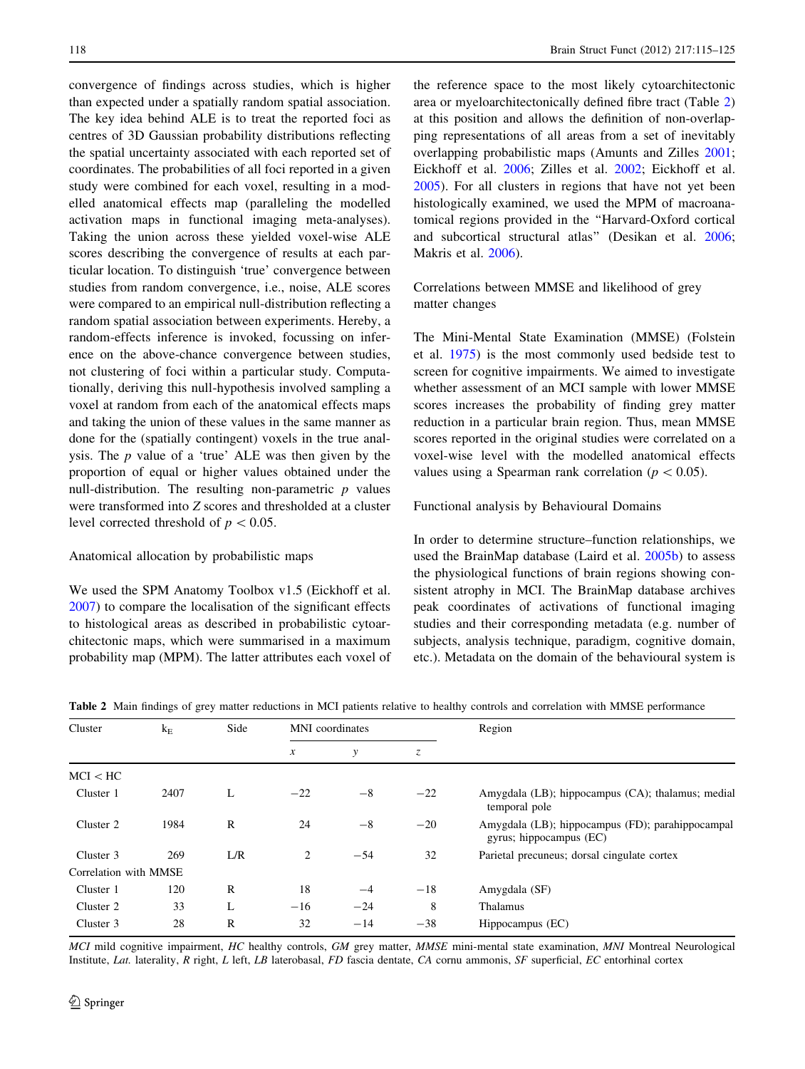convergence of findings across studies, which is higher than expected under a spatially random spatial association. The key idea behind ALE is to treat the reported foci as centres of 3D Gaussian probability distributions reflecting the spatial uncertainty associated with each reported set of coordinates. The probabilities of all foci reported in a given study were combined for each voxel, resulting in a modelled anatomical effects map (paralleling the modelled activation maps in functional imaging meta-analyses). Taking the union across these yielded voxel-wise ALE scores describing the convergence of results at each particular location. To distinguish 'true' convergence between studies from random convergence, i.e., noise, ALE scores were compared to an empirical null-distribution reflecting a random spatial association between experiments. Hereby, a random-effects inference is invoked, focussing on inference on the above-chance convergence between studies, not clustering of foci within a particular study. Computationally, deriving this null-hypothesis involved sampling a voxel at random from each of the anatomical effects maps and taking the union of these values in the same manner as done for the (spatially contingent) voxels in the true analysis. The $p$ value of a 'true' ALE was then given by the proportion of equal or higher values obtained under the null-distribution. The resulting non-parametric $p$ values were transformed into $Z$ scores and thresholded at a cluster level corrected threshold of $p < 0.05$.

### Anatomical allocation by probabilistic maps

We used the SPM Anatomy Toolbox v1.5 (Eickhoff et al. 2007) to compare the localisation of the significant effects to histological areas as described in probabilistic cytoarchitectonic maps, which were summarised in a maximum probability map (MPM). The latter attributes each voxel of the reference space to the most likely cytoarchitectonic area or myeloarchitectonically defined fibre tract (Table 2) at this position and allows the definition of non-overlapping representations of all areas from a set of inevitably overlapping probabilistic maps (Amunts and Zilles 2001; Eickhoff et al. 2006; Zilles et al. 2002; Eickhoff et al. 2005). For all clusters in regions that have not yet been histologically examined, we used the MPM of macroanatomical regions provided in the "Harvard-Oxford cortical and subcortical structural atlas" (Desikan et al. 2006; Makris et al. 2006).

### Correlations between MMSE and likelihood of grey matter changes

The Mini-Mental State Examination (MMSE) (Folstein et al. 1975) is the most commonly used bedside test to screen for cognitive impairments. We aimed to investigate whether assessment of an MCI sample with lower MMSE scores increases the probability of finding grey matter reduction in a particular brain region. Thus, mean MMSE scores reported in the original studies were correlated on a voxel-wise level with the modelled anatomical effects values using a Spearman rank correlation ($p < 0.05$).

### Functional analysis by Behavioural Domains

In order to determine structure–function relationships, we used the BrainMap database (Laird et al. 2005b) to assess the physiological functions of brain regions showing consistent atrophy in MCI. The BrainMap database archives peak coordinates of activations of functional imaging studies and their corresponding metadata (e.g. number of subjects, analysis technique, paradigm, cognitive domain, etc.). Metadata on the domain of the behavioural system is

**Table 2** Main findings of grey matter reductions in MCI patients relative to healthy controls and correlation with MMSE performance

| Cluster | $k_E$ | Side | MNI coordinates | | | Region |
|---|---|---|---|---|---|---|
| | | | *x* | *y* | *z* | |
| MCI < HC | | | | | | |
| Cluster 1 | 2407 | L | −22 | −8 | −22 | Amygdala (LB); hippocampus (CA); thalamus; medial temporal pole |
| Cluster 2 | 1984 | R | 24 | −8 | −20 | Amygdala (LB); hippocampus (FD); parahippocampal gyrus; hippocampus (EC) |
| Cluster 3 | 269 | L/R | 2 | −54 | 32 | Parietal precuneus; dorsal cingulate cortex |
| Correlation with MMSE | | | | | | |
| Cluster 1 | 120 | R | 18 | −4 | −18 | Amygdala (SF) |
| Cluster 2 | 33 | L | −16 | −24 | 8 | Thalamus |
| Cluster 3 | 28 | R | 32 | −14 | −38 | Hippocampus (EC) |

*MCI* mild cognitive impairment, *HC* healthy controls, *GM* grey matter, *MMSE* mini-mental state examination, *MNI* Montreal Neurological Institute, *Lat.* laterality, *R* right, *L* left, *LB* laterobasal, *FD* fascia dentate, *CA* cornu ammonis, *SF* superficial, *EC* entorhinal cortex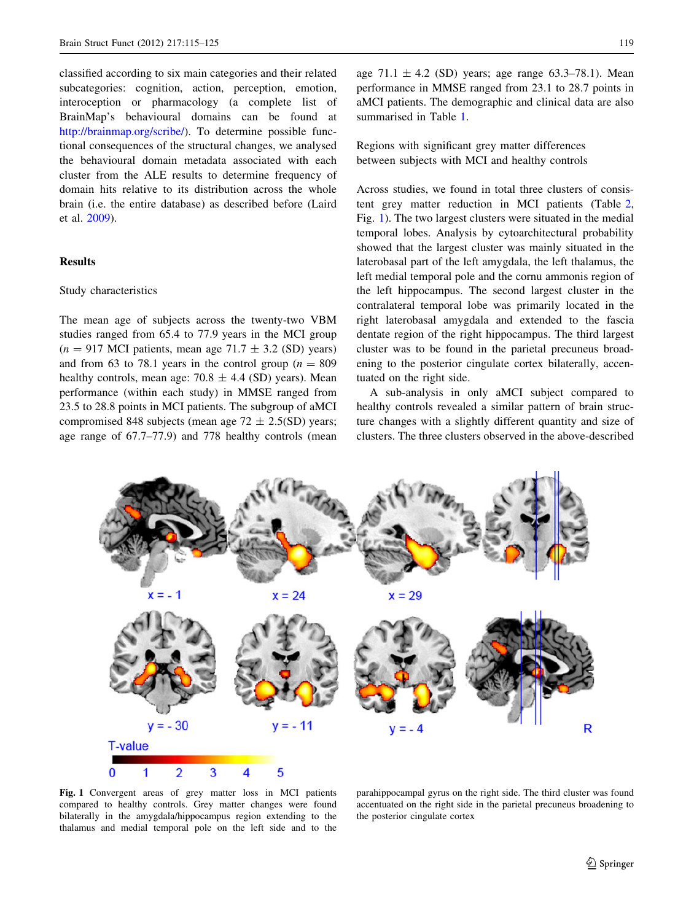classified according to six main categories and their related subcategories: cognition, action, perception, emotion, interoception or pharmacology (a complete list of BrainMap's behavioural domains can be found at http://brainmap.org/scribe/). To determine possible functional consequences of the structural changes, we analysed the behavioural domain metadata associated with each cluster from the ALE results to determine frequency of domain hits relative to its distribution across the whole brain (i.e. the entire database) as described before (Laird et al. 2009).

## Results

### Study characteristics

The mean age of subjects across the twenty-two VBM studies ranged from 65.4 to 77.9 years in the MCI group ($n = 917$ MCI patients, mean age $71.7 \pm 3.2$ (SD) years) and from 63 to 78.1 years in the control group ($n = 809$ healthy controls, mean age: $70.8 \pm 4.4$ (SD) years). Mean performance (within each study) in MMSE ranged from 23.5 to 28.8 points in MCI patients. The subgroup of aMCI compromised 848 subjects (mean age $72 \pm 2.5$(SD) years; age range of 67.7–77.9) and 778 healthy controls (mean age $71.1 \pm 4.2$ (SD) years; age range 63.3–78.1). Mean performance in MMSE ranged from 23.1 to 28.7 points in aMCI patients. The demographic and clinical data are also summarised in Table 1.

### Regions with significant grey matter differences between subjects with MCI and healthy controls

Across studies, we found in total three clusters of consistent grey matter reduction in MCI patients (Table 2, Fig. 1). The two largest clusters were situated in the medial temporal lobes. Analysis by cytoarchitectural probability showed that the largest cluster was mainly situated in the laterobasal part of the left amygdala, the left thalamus, the left medial temporal pole and the cornu ammonis region of the left hippocampus. The second largest cluster in the contralateral temporal lobe was primarily located in the right laterobasal amygdala and extended to the fascia dentate region of the right hippocampus. The third largest cluster was to be found in the parietal precuneus broadening to the posterior cingulate cortex bilaterally, accentuated on the right side.

A sub-analysis in only aMCI subject compared to healthy controls revealed a similar pattern of brain structure changes with a slightly different quantity and size of clusters. The three clusters observed in the above-described

**Fig. 1** Convergent areas of grey matter loss in MCI patients compared to healthy controls. Grey matter changes were found bilaterally in the amygdala/hippocampus region extending to the thalamus and medial temporal pole on the left side and to the parahippocampal gyrus on the right side. The third cluster was found accentuated on the right side in the parietal precuneus broadening to the posterior cingulate cortex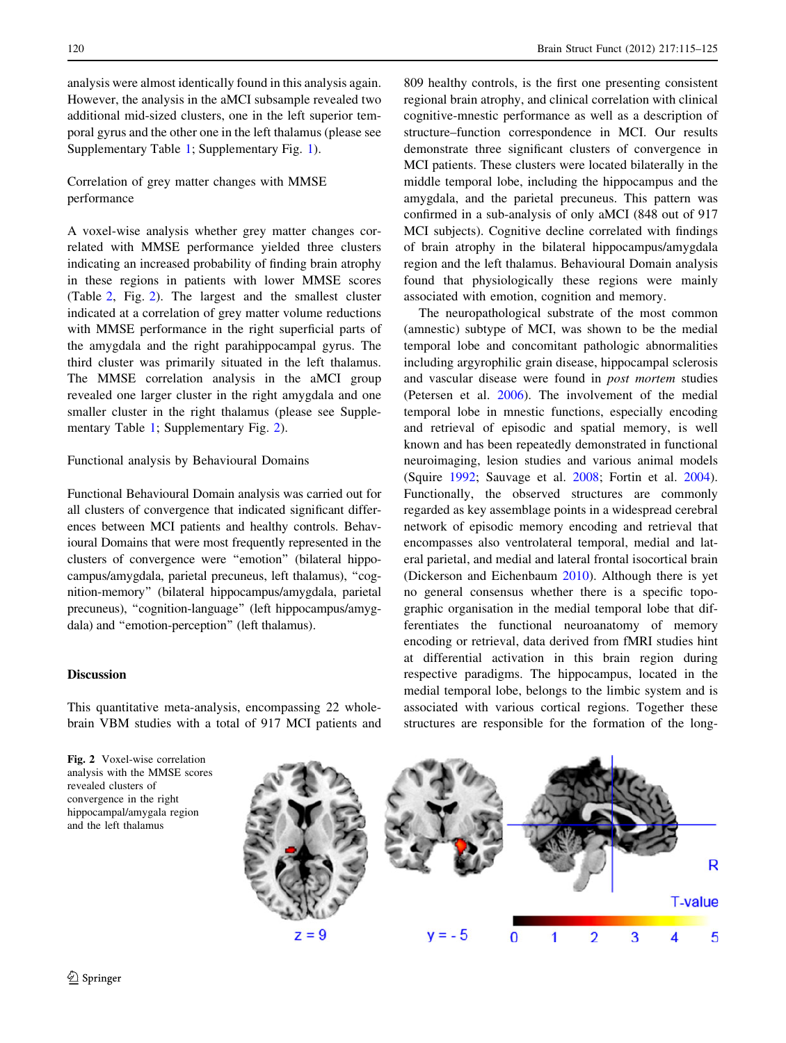analysis were almost identically found in this analysis again. However, the analysis in the aMCI subsample revealed two additional mid-sized clusters, one in the left superior temporal gyrus and the other one in the left thalamus (please see Supplementary Table 1; Supplementary Fig. 1).

### Correlation of grey matter changes with MMSE performance

A voxel-wise analysis whether grey matter changes correlated with MMSE performance yielded three clusters indicating an increased probability of finding brain atrophy in these regions in patients with lower MMSE scores (Table 2, Fig. 2). The largest and the smallest cluster indicated at a correlation of grey matter volume reductions with MMSE performance in the right superficial parts of the amygdala and the right parahippocampal gyrus. The third cluster was primarily situated in the left thalamus. The MMSE correlation analysis in the aMCI group revealed one larger cluster in the right amygdala and one smaller cluster in the right thalamus (please see Supplementary Table 1; Supplementary Fig. 2).

### Functional analysis by Behavioural Domains

Functional Behavioural Domain analysis was carried out for all clusters of convergence that indicated significant differences between MCI patients and healthy controls. Behavioural Domains that were most frequently represented in the clusters of convergence were "emotion" (bilateral hippocampus/amygdala, parietal precuneus, left thalamus), "cognition-memory" (bilateral hippocampus/amygdala, parietal precuneus), "cognition-language" (left hippocampus/amygdala) and "emotion-perception" (left thalamus).

## Discussion

This quantitative meta-analysis, encompassing 22 whole-brain VBM studies with a total of 917 MCI patients and 809 healthy controls, is the first one presenting consistent regional brain atrophy, and clinical correlation with clinical cognitive-mnestic performance as well as a description of structure–function correspondence in MCI. Our results demonstrate three significant clusters of convergence in MCI patients. These clusters were located bilaterally in the middle temporal lobe, including the hippocampus and the amygdala, and the parietal precuneus. This pattern was confirmed in a sub-analysis of only aMCI (848 out of 917 MCI subjects). Cognitive decline correlated with findings of brain atrophy in the bilateral hippocampus/amygdala region and the left thalamus. Behavioural Domain analysis found that physiologically these regions were mainly associated with emotion, cognition and memory.

The neuropathological substrate of the most common (amnestic) subtype of MCI, was shown to be the medial temporal lobe and concomitant pathologic abnormalities including argyrophilic grain disease, hippocampal sclerosis and vascular disease were found in *post mortem* studies (Petersen et al. 2006). The involvement of the medial temporal lobe in mnestic functions, especially encoding and retrieval of episodic and spatial memory, is well known and has been repeatedly demonstrated in functional neuroimaging, lesion studies and various animal models (Squire 1992; Sauvage et al. 2008; Fortin et al. 2004). Functionally, the observed structures are commonly regarded as key assemblage points in a widespread cerebral network of episodic memory encoding and retrieval that encompasses also ventrolateral temporal, medial and lateral parietal, and medial and lateral frontal isocortical brain (Dickerson and Eichenbaum 2010). Although there is yet no general consensus whether there is a specific topographical organisation in the medial temporal lobe that differentiates the functional neuroanatomy of memory encoding or retrieval, data derived from fMRI studies hint at differential activation in this brain region during respective paradigms. The hippocampus, located in the medial temporal lobe, belongs to the limbic system and is associated with various cortical regions. Together these structures are responsible for the formation of the long-

**Fig. 2** Voxel-wise correlation analysis with the MMSE scores revealed clusters of convergence in the right hippocampal/amygala region and the left thalamus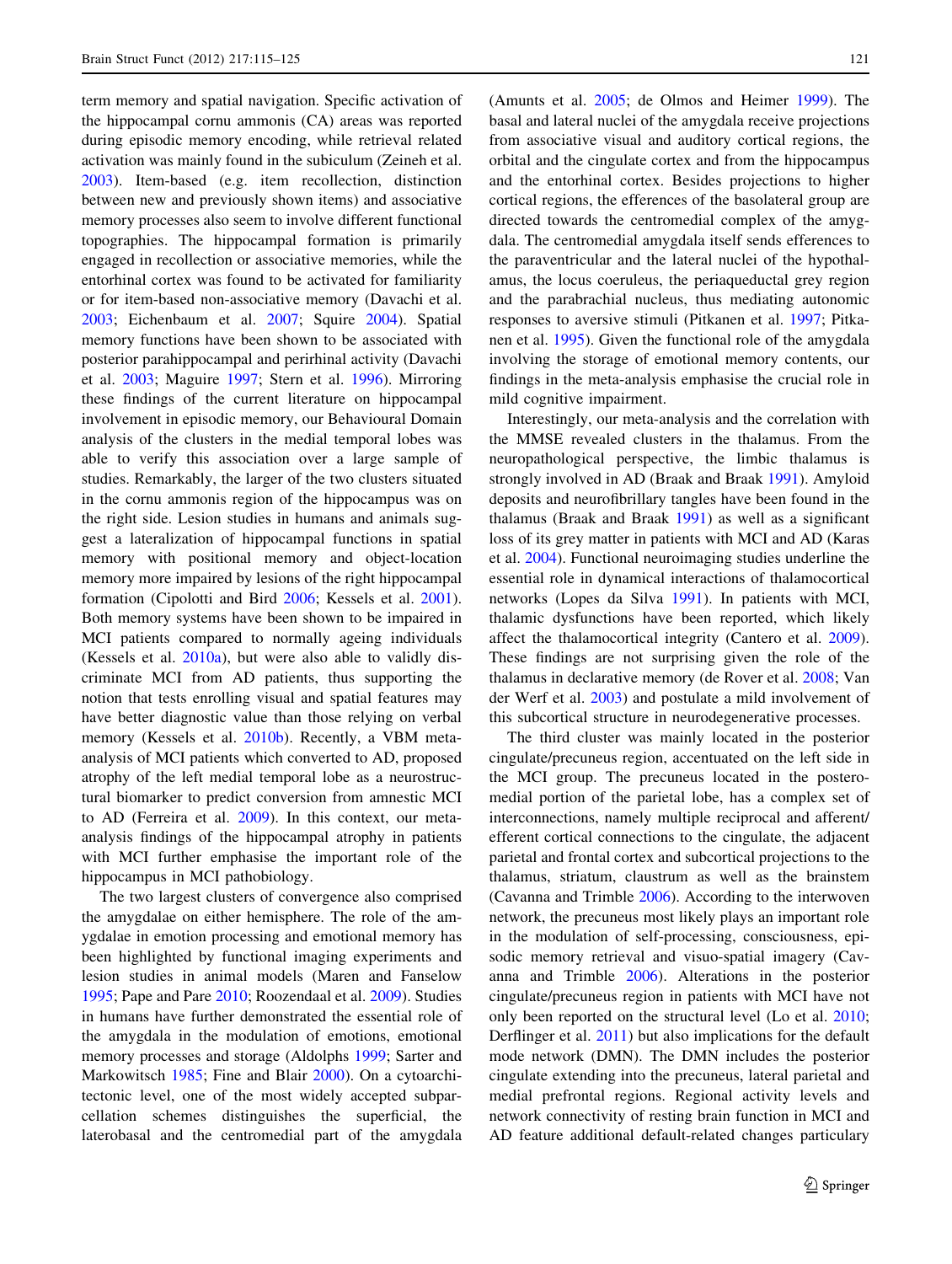term memory and spatial navigation. Specific activation of the hippocampal cornu ammonis (CA) areas was reported during episodic memory encoding, while retrieval related activation was mainly found in the subiculum (Zeineh et al. 2003). Item-based (e.g. item recollection, distinction between new and previously shown items) and associative memory processes also seem to involve different functional topographies. The hippocampal formation is primarily engaged in recollection or associative memories, while the entorhinal cortex was found to be activated for familiarity or for item-based non-associative memory (Davachi et al. 2003; Eichenbaum et al. 2007; Squire 2004). Spatial memory functions have been shown to be associated with posterior parahippocampal and perirhinal activity (Davachi et al. 2003; Maguire 1997; Stern et al. 1996). Mirroring these findings of the current literature on hippocampal involvement in episodic memory, our Behavioural Domain analysis of the clusters in the medial temporal lobes was able to verify this association over a large sample of studies. Remarkably, the larger of the two clusters situated in the cornu ammonis region of the hippocampus was on the right side. Lesion studies in humans and animals suggest a lateralization of hippocampal functions in spatial memory with positional memory and object-location memory more impaired by lesions of the right hippocampal formation (Cipolotti and Bird 2006; Kessels et al. 2001). Both memory systems have been shown to be impaired in MCI patients compared to normally ageing individuals (Kessels et al. 2010a), but were also able to validly discriminate MCI from AD patients, thus supporting the notion that tests enrolling visual and spatial features may have better diagnostic value than those relying on verbal memory (Kessels et al. 2010b). Recently, a VBM meta-analysis of MCI patients which converted to AD, proposed atrophy of the left medial temporal lobe as a neurostructural biomarker to predict conversion from amnestic MCI to AD (Ferreira et al. 2009). In this context, our meta-analysis findings of the hippocampal atrophy in patients with MCI further emphasise the important role of the hippocampus in MCI pathobiology.

The two largest clusters of convergence also comprised the amygdalae on either hemisphere. The role of the amygdalae in emotion processing and emotional memory has been highlighted by functional imaging experiments and lesion studies in animal models (Maren and Fanselow 1995; Pape and Pare 2010; Roozendaal et al. 2009). Studies in humans have further demonstrated the essential role of the amygdala in the modulation of emotions, emotional memory processes and storage (Aldolphs 1999; Sarter and Markowitsch 1985; Fine and Blair 2000). On a cytoarchitectonic level, one of the most widely accepted subparcellation schemes distinguishes the superficial, the laterobasal and the centromedial part of the amygdala (Amunts et al. 2005; de Olmos and Heimer 1999). The basal and lateral nuclei of the amygdala receive projections from associative visual and auditory cortical regions, the orbital and the cingulate cortex and from the hippocampus and the entorhinal cortex. Besides projections to higher cortical regions, the efferences of the basolateral group are directed towards the centromedial complex of the amygdala. The centromedial amygdala itself sends efferences to the paraventricular and the lateral nuclei of the hypothalamus, the locus coeruleus, the periaqueductal grey region and the parabrachial nucleus, thus mediating autonomic responses to aversive stimuli (Pitkanen et al. 1997; Pitkanen et al. 1995). Given the functional role of the amygdala involving the storage of emotional memory contents, our findings in the meta-analysis emphasise the crucial role in mild cognitive impairment.

Interestingly, our meta-analysis and the correlation with the MMSE revealed clusters in the thalamus. From the neuropathological perspective, the limbic thalamus is strongly involved in AD (Braak and Braak 1991). Amyloid deposits and neurofibrillary tangles have been found in the thalamus (Braak and Braak 1991) as well as a significant loss of its grey matter in patients with MCI and AD (Karas et al. 2004). Functional neuroimaging studies underline the essential role in dynamical interactions of thalamocortical networks (Lopes da Silva 1991). In patients with MCI, thalamic dysfunctions have been reported, which likely affect the thalamocortical integrity (Cantero et al. 2009). These findings are not surprising given the role of the thalamus in declarative memory (de Rover et al. 2008; Van der Werf et al. 2003) and postulate a mild involvement of this subcortical structure in neurodegenerative processes.

The third cluster was mainly located in the posterior cingulate/precuneus region, accentuated on the left side in the MCI group. The precuneus located in the posteromedial portion of the parietal lobe, has a complex set of interconnections, namely multiple reciprocal and afferent/efferent cortical connections to the cingulate, the adjacent parietal and frontal cortex and subcortical projections to the thalamus, striatum, claustrum as well as the brainstem (Cavanna and Trimble 2006). According to the interwoven network, the precuneus most likely plays an important role in the modulation of self-processing, consciousness, episodic memory retrieval and visuo-spatial imagery (Cavanna and Trimble 2006). Alterations in the posterior cingulate/precuneus region in patients with MCI have not only been reported on the structural level (Lo et al. 2010; Derflinger et al. 2011) but also implications for the default mode network (DMN). The DMN includes the posterior cingulate extending into the precuneus, lateral parietal and medial prefrontal regions. Regional activity levels and network connectivity of resting brain function in MCI and AD feature additional default-related changes particulary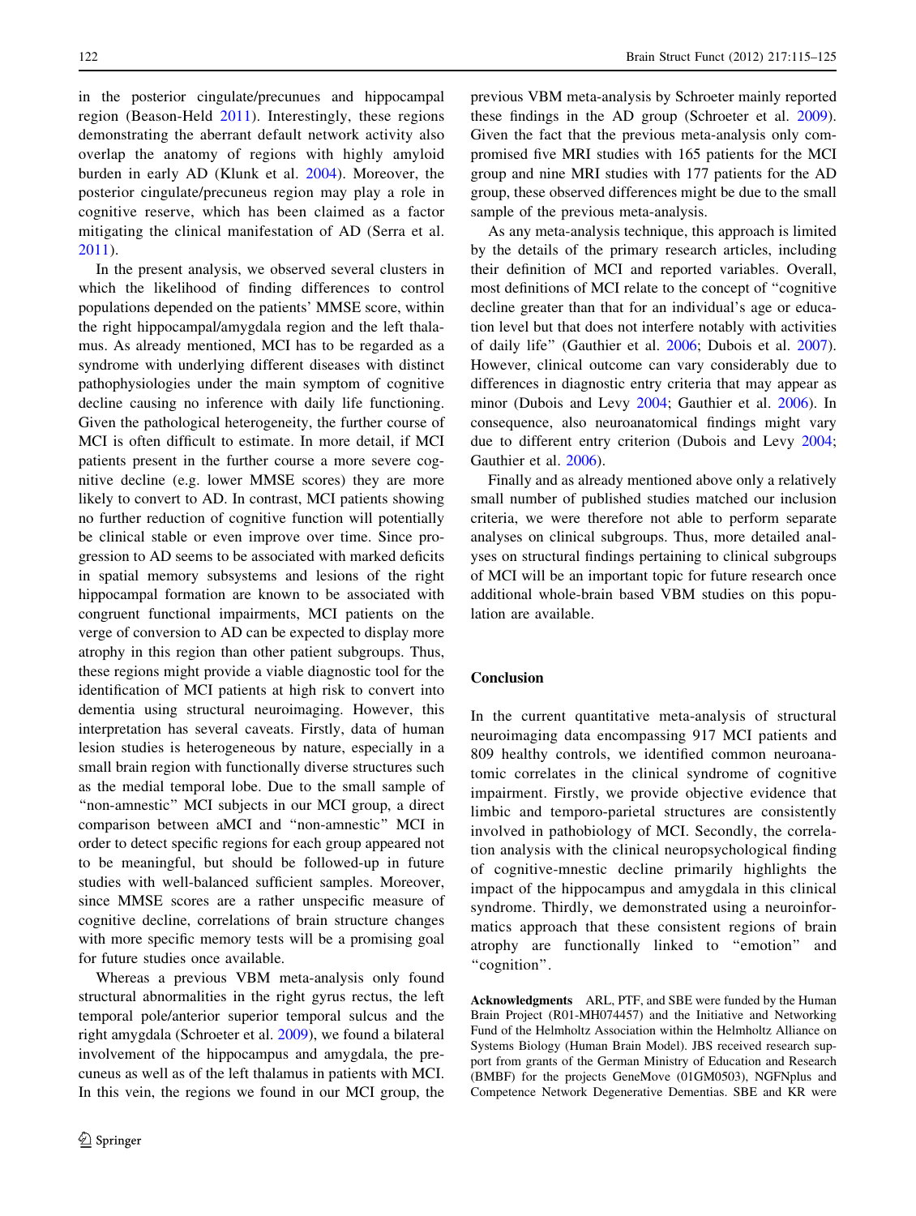in the posterior cingulate/precunues and hippocampal region (Beason-Held 2011). Interestingly, these regions demonstrating the aberrant default network activity also overlap the anatomy of regions with highly amyloid burden in early AD (Klunk et al. 2004). Moreover, the posterior cingulate/precuneus region may play a role in cognitive reserve, which has been claimed as a factor mitigating the clinical manifestation of AD (Serra et al. 2011).

In the present analysis, we observed several clusters in which the likelihood of finding differences to control populations depended on the patients' MMSE score, within the right hippocampal/amygdala region and the left thalamus. As already mentioned, MCI has to be regarded as a syndrome with underlying different diseases with distinct pathophysiologies under the main symptom of cognitive decline causing no inference with daily life functioning. Given the pathological heterogeneity, the further course of MCI is often difficult to estimate. In more detail, if MCI patients present in the further course a more severe cognitive decline (e.g. lower MMSE scores) they are more likely to convert to AD. In contrast, MCI patients showing no further reduction of cognitive function will potentially be clinical stable or even improve over time. Since progression to AD seems to be associated with marked deficits in spatial memory subsystems and lesions of the right hippocampal formation are known to be associated with congruent functional impairments, MCI patients on the verge of conversion to AD can be expected to display more atrophy in this region than other patient subgroups. Thus, these regions might provide a viable diagnostic tool for the identification of MCI patients at high risk to convert into dementia using structural neuroimaging. However, this interpretation has several caveats. Firstly, data of human lesion studies is heterogeneous by nature, especially in a small brain region with functionally diverse structures such as the medial temporal lobe. Due to the small sample of "non-amnestic" MCI subjects in our MCI group, a direct comparison between aMCI and "non-amnestic" MCI in order to detect specific regions for each group appeared not to be meaningful, but should be followed-up in future studies with well-balanced sufficient samples. Moreover, since MMSE scores are a rather unspecific measure of cognitive decline, correlations of brain structure changes with more specific memory tests will be a promising goal for future studies once available.

Whereas a previous VBM meta-analysis only found structural abnormalities in the right gyrus rectus, the left temporal pole/anterior superior temporal sulcus and the right amygdala (Schroeter et al. 2009), we found a bilateral involvement of the hippocampus and amygdala, the precuneus as well as of the left thalamus in patients with MCI. In this vein, the regions we found in our MCI group, the previous VBM meta-analysis by Schroeter mainly reported these findings in the AD group (Schroeter et al. 2009). Given the fact that the previous meta-analysis only compromised five MRI studies with 165 patients for the MCI group and nine MRI studies with 177 patients for the AD group, these observed differences might be due to the small sample of the previous meta-analysis.

As any meta-analysis technique, this approach is limited by the details of the primary research articles, including their definition of MCI and reported variables. Overall, most definitions of MCI relate to the concept of "cognitive decline greater than that for an individual's age or education level but that does not interfere notably with activities of daily life" (Gauthier et al. 2006; Dubois et al. 2007). However, clinical outcome can vary considerably due to differences in diagnostic entry criteria that may appear as minor (Dubois and Levy 2004; Gauthier et al. 2006). In consequence, also neuroanatomical findings might vary due to different entry criterion (Dubois and Levy 2004; Gauthier et al. 2006).

Finally and as already mentioned above only a relatively small number of published studies matched our inclusion criteria, we were therefore not able to perform separate analyses on clinical subgroups. Thus, more detailed analyses on structural findings pertaining to clinical subgroups of MCI will be an important topic for future research once additional whole-brain based VBM studies on this population are available.

## Conclusion

In the current quantitative meta-analysis of structural neuroimaging data encompassing 917 MCI patients and 809 healthy controls, we identified common neuroanatomic correlates in the clinical syndrome of cognitive impairment. Firstly, we provide objective evidence that limbic and temporo-parietal structures are consistently involved in pathobiology of MCI. Secondly, the correlation analysis with the clinical neuropsychological finding of cognitive-mnestic decline primarily highlights the impact of the hippocampus and amygdala in this clinical syndrome. Thirdly, we demonstrated using a neuroinformatics approach that these consistent regions of brain atrophy are functionally linked to "emotion" and "cognition".

**Acknowledgments** ARL, PTF, and SBE were funded by the Human Brain Project (R01-MH074457) and the Initiative and Networking Fund of the Helmholtz Association within the Helmholtz Alliance on Systems Biology (Human Brain Model). JBS received research support from grants of the German Ministry of Education and Research (BMBF) for the projects GeneMove (01GM0503), NGFNplus and Competence Network Degenerative Dementias. SBE and KR were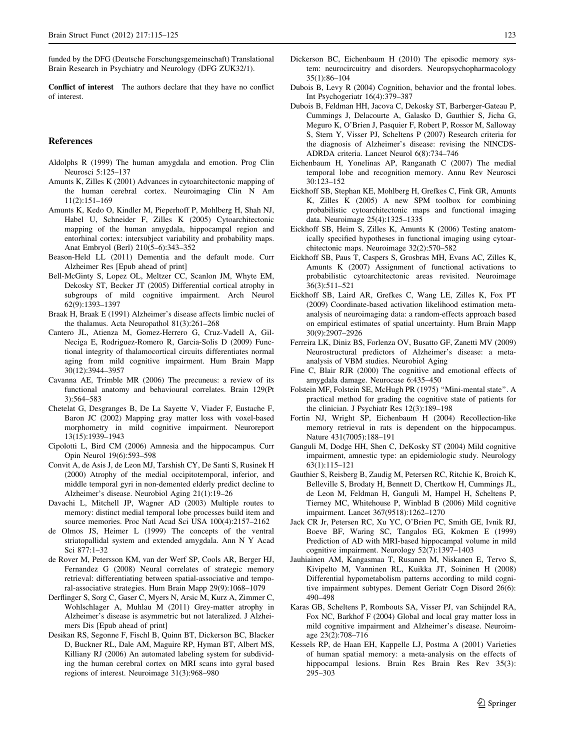funded by the DFG (Deutsche Forschungsgemeinschaft) Translational Brain Research in Psychiatry and Neurology (DFG ZUK32/1).

**Conflict of interest** The authors declare that they have no conflict of interest.

## References

Aldolphs R (1999) The human amygdala and emotion. Prog Clin Neurosci 5:125–137

Amunts K, Zilles K (2001) Advances in cytoarchitectonic mapping of the human cerebral cortex. Neuroimaging Clin N Am 11(2):151–169

Amunts K, Kedo O, Kindler M, Pieperhoff P, Mohlberg H, Shah NJ, Habel U, Schneider F, Zilles K (2005) Cytoarchitectonic mapping of the human amygdala, hippocampal region and entorhinal cortex: intersubject variability and probability maps. Anat Embryol (Berl) 210(5–6):343–352

Beason-Held LL (2011) Dementia and the default mode. Curr Alzheimer Res [Epub ahead of print]

Bell-McGinty S, Lopez OL, Meltzer CC, Scanlon JM, Whyte EM, Dekosky ST, Becker JT (2005) Differential cortical atrophy in subgroups of mild cognitive impairment. Arch Neurol 62(9):1393–1397

Braak H, Braak E (1991) Alzheimer's disease affects limbic nuclei of the thalamus. Acta Neuropathol 81(3):261–268

Cantero JL, Atienza M, Gomez-Herrero G, Cruz-Vadell A, Gil-Neciga E, Rodriguez-Romero R, Garcia-Solis D (2009) Functional integrity of thalamocortical circuits differentiates normal aging from mild cognitive impairment. Hum Brain Mapp 30(12):3944–3957

Cavanna AE, Trimble MR (2006) The precuneus: a review of its functional anatomy and behavioural correlates. Brain 129(Pt 3):564–583

Chetelat G, Desgranges B, De La Sayette V, Viader F, Eustache F, Baron JC (2002) Mapping gray matter loss with voxel-based morphometry in mild cognitive impairment. Neuroreport 13(15):1939–1943

Cipolotti L, Bird CM (2006) Amnesia and the hippocampus. Curr Opin Neurol 19(6):593–598

Convit A, de Asis J, de Leon MJ, Tarshish CY, De Santi S, Rusinek H (2000) Atrophy of the medial occipitotemporal, inferior, and middle temporal gyri in non-demented elderly predict decline to Alzheimer's disease. Neurobiol Aging 21(1):19–26

Davachi L, Mitchell JP, Wagner AD (2003) Multiple routes to memory: distinct medial temporal lobe processes build item and source memories. Proc Natl Acad Sci USA 100(4):2157–2162

de Olmos JS, Heimer L (1999) The concepts of the ventral striatopallidal system and extended amygdala. Ann N Y Acad Sci 877:1–32

de Rover M, Petersson KM, van der Werf SP, Cools AR, Berger HJ, Fernandez G (2008) Neural correlates of strategic memory retrieval: differentiating between spatial-associative and temporal-associative strategies. Hum Brain Mapp 29(9):1068–1079

Derflinger S, Sorg C, Gaser C, Myers N, Arsic M, Kurz A, Zimmer C, Wohlschlager A, Muhlau M (2011) Grey-matter atrophy in Alzheimer's disease is asymmetric but not lateralized. J Alzheimers Dis [Epub ahead of print]

Desikan RS, Segonne F, Fischl B, Quinn BT, Dickerson BC, Blacker D, Buckner RL, Dale AM, Maguire RP, Hyman BT, Albert MS, Killiany RJ (2006) An automated labeling system for subdividing the human cerebral cortex on MRI scans into gyral based regions of interest. Neuroimage 31(3):968–980

Dickerson BC, Eichenbaum H (2010) The episodic memory system: neurocircuitry and disorders. Neuropsychopharmacology 35(1):86–104

Dubois B, Levy R (2004) Cognition, behavior and the frontal lobes. Int Psychogeriatr 16(4):379–387

Dubois B, Feldman HH, Jacova C, Dekosky ST, Barberger-Gateau P, Cummings J, Delacourte A, Galasko D, Gauthier S, Jicha G, Meguro K, O'Brien J, Pasquier F, Robert P, Rossor M, Salloway S, Stern Y, Visser PJ, Scheltens P (2007) Research criteria for the diagnosis of Alzheimer's disease: revising the NINCDS-ADRDA criteria. Lancet Neurol 6(8):734–746

Eichenbaum H, Yonelinas AP, Ranganath C (2007) The medial temporal lobe and recognition memory. Annu Rev Neurosci 30:123–152

Eickhoff SB, Stephan KE, Mohlberg H, Grefkes C, Fink GR, Amunts K, Zilles K (2005) A new SPM toolbox for combining probabilistic cytoarchitectonic maps and functional imaging data. Neuroimage 25(4):1325–1335

Eickhoff SB, Heim S, Zilles K, Amunts K (2006) Testing anatomically specified hypotheses in functional imaging using cytoarchitectonic maps. Neuroimage 32(2):570–582

Eickhoff SB, Paus T, Caspers S, Grosbras MH, Evans AC, Zilles K, Amunts K (2007) Assignment of functional activations to probabilistic cytoarchitectonic areas revisited. Neuroimage 36(3):511–521

Eickhoff SB, Laird AR, Grefkes C, Wang LE, Zilles K, Fox PT (2009) Coordinate-based activation likelihood estimation meta-analysis of neuroimaging data: a random-effects approach based on empirical estimates of spatial uncertainty. Hum Brain Mapp 30(9):2907–2926

Ferreira LK, Diniz BS, Forlenza OV, Busatto GF, Zanetti MV (2009) Neurostructural predictors of Alzheimer's disease: a meta-analysis of VBM studies. Neurobiol Aging

Fine C, Blair RJR (2000) The cognitive and emotional effects of amygdala damage. Neurocase 6:435–450

Folstein MF, Folstein SE, McHugh PR (1975) "Mini-mental state". A practical method for grading the cognitive state of patients for the clinician. J Psychiatr Res 12(3):189–198

Fortin NJ, Wright SP, Eichenbaum H (2004) Recollection-like memory retrieval in rats is dependent on the hippocampus. Nature 431(7005):188–191

Ganguli M, Dodge HH, Shen C, DeKosky ST (2004) Mild cognitive impairment, amnestic type: an epidemiologic study. Neurology 63(1):115–121

Gauthier S, Reisberg B, Zaudig M, Petersen RC, Ritchie K, Broich K, Belleville S, Brodaty H, Bennett D, Chertkow H, Cummings JL, de Leon M, Feldman H, Ganguli M, Hampel H, Scheltens P, Tierney MC, Whitehouse P, Winblad B (2006) Mild cognitive impairment. Lancet 367(9518):1262–1270

Jack CR Jr, Petersen RC, Xu YC, O'Brien PC, Smith GE, Ivnik RJ, Boeve BF, Waring SC, Tangalos EG, Kokmen E (1999) Prediction of AD with MRI-based hippocampal volume in mild cognitive impairment. Neurology 52(7):1397–1403

Jauhiainen AM, Kangasmaa T, Rusanen M, Niskanen E, Tervo S, Kivipelto M, Vanninen RL, Kuikka JT, Soininen H (2008) Differential hypometabolism patterns according to mild cognitive impairment subtypes. Dement Geriatr Cogn Disord 26(6): 490–498

Karas GB, Scheltens P, Rombouts SA, Visser PJ, van Schijndel RA, Fox NC, Barkhof F (2004) Global and local gray matter loss in mild cognitive impairment and Alzheimer's disease. Neuroimage 23(2):708–716

Kessels RP, de Haan EH, Kappelle LJ, Postma A (2001) Varieties of human spatial memory: a meta-analysis on the effects of hippocampal lesions. Brain Res Brain Res Rev 35(3): 295–303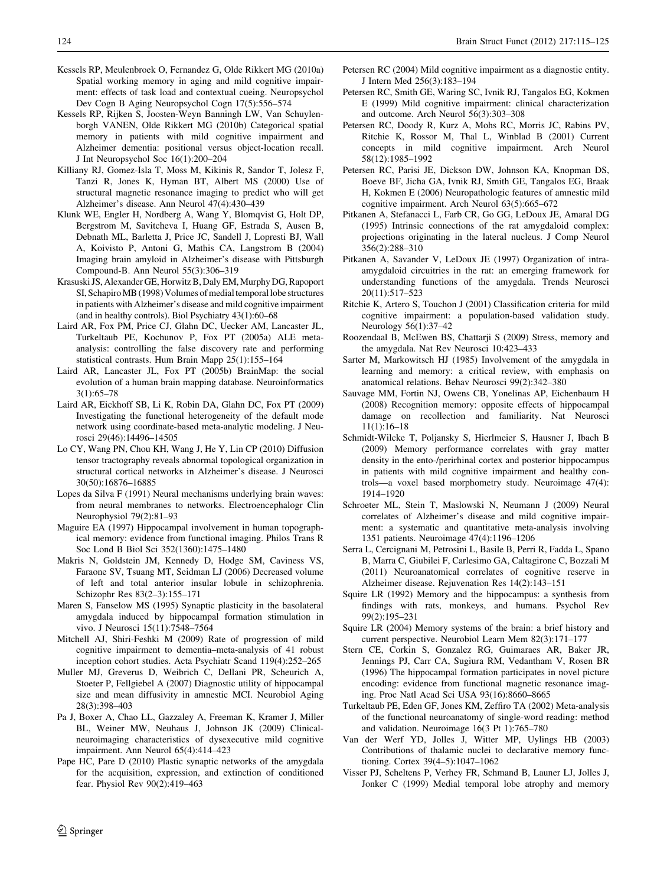Kessels RP, Meulenbroek O, Fernandez G, Olde Rikkert MG (2010a) Spatial working memory in aging and mild cognitive impairment: effects of task load and contextual cueing. Neuropsychol Dev Cogn B Aging Neuropsychol Cogn 17(5):556–574

Kessels RP, Rijken S, Joosten-Weyn Banningh LW, Van Schuylenborgh VANEN, Olde Rikkert MG (2010b) Categorical spatial memory in patients with mild cognitive impairment and Alzheimer dementia: positional versus object-location recall. J Int Neuropsychol Soc 16(1):200–204

Killiany RJ, Gomez-Isla T, Moss M, Kikinis R, Sandor T, Jolesz F, Tanzi R, Jones K, Hyman BT, Albert MS (2000) Use of structural magnetic resonance imaging to predict who will get Alzheimer's disease. Ann Neurol 47(4):430–439

Klunk WE, Engler H, Nordberg A, Wang Y, Blomqvist G, Holt DP, Bergstrom M, Savitcheva I, Huang GF, Estrada S, Ausen B, Debnath ML, Barletta J, Price JC, Sandell J, Lopresti BJ, Wall A, Koivisto P, Antoni G, Mathis CA, Langstrom B (2004) Imaging brain amyloid in Alzheimer's disease with Pittsburgh Compound-B. Ann Neurol 55(3):306–319

Krasuski JS, Alexander GE, Horwitz B, Daly EM, Murphy DG, Rapoport SI, Schapiro MB (1998) Volumes of medial temporal lobe structures in patients with Alzheimer's disease and mild cognitive impairment (and in healthy controls). Biol Psychiatry 43(1):60–68

Laird AR, Fox PM, Price CJ, Glahn DC, Uecker AM, Lancaster JL, Turkeltaub PE, Kochunov P, Fox PT (2005a) ALE meta-analysis: controlling the false discovery rate and performing statistical contrasts. Hum Brain Mapp 25(1):155–164

Laird AR, Lancaster JL, Fox PT (2005b) BrainMap: the social evolution of a human brain mapping database. Neuroinformatics 3(1):65–78

Laird AR, Eickhoff SB, Li K, Robin DA, Glahn DC, Fox PT (2009) Investigating the functional heterogeneity of the default mode network using coordinate-based meta-analytic modeling. J Neurosci 29(46):14496–14505

Lo CY, Wang PN, Chou KH, Wang J, He Y, Lin CP (2010) Diffusion tensor tractography reveals abnormal topological organization in structural cortical networks in Alzheimer's disease. J Neurosci 30(50):16876–16885

Lopes da Silva F (1991) Neural mechanisms underlying brain waves: from neural membranes to networks. Electroencephalogr Clin Neurophysiol 79(2):81–93

Maguire EA (1997) Hippocampal involvement in human topographical memory: evidence from functional imaging. Philos Trans R Soc Lond B Biol Sci 352(1360):1475–1480

Makris N, Goldstein JM, Kennedy D, Hodge SM, Caviness VS, Faraone SV, Tsuang MT, Seidman LJ (2006) Decreased volume of left and total anterior insular lobule in schizophrenia. Schizophr Res 83(2–3):155–171

Maren S, Fanselow MS (1995) Synaptic plasticity in the basolateral amygdala induced by hippocampal formation stimulation in vivo. J Neurosci 15(11):7548–7564

Mitchell AJ, Shiri-Feshki M (2009) Rate of progression of mild cognitive impairment to dementia–meta-analysis of 41 robust inception cohort studies. Acta Psychiatr Scand 119(4):252–265

Muller MJ, Greverus D, Weibrich C, Dellani PR, Scheurich A, Stoeter P, Fellgiebel A (2007) Diagnostic utility of hippocampal size and mean diffusivity in amnestic MCI. Neurobiol Aging 28(3):398–403

Pa J, Boxer A, Chao LL, Gazzaley A, Freeman K, Kramer J, Miller BL, Weiner MW, Neuhaus J, Johnson JK (2009) Clinical-neuroimaging characteristics of dysexecutive mild cognitive impairment. Ann Neurol 65(4):414–423

Pape HC, Pare D (2010) Plastic synaptic networks of the amygdala for the acquisition, expression, and extinction of conditioned fear. Physiol Rev 90(2):419–463

Petersen RC (2004) Mild cognitive impairment as a diagnostic entity. J Intern Med 256(3):183–194

Petersen RC, Smith GE, Waring SC, Ivnik RJ, Tangalos EG, Kokmen E (1999) Mild cognitive impairment: clinical characterization and outcome. Arch Neurol 56(3):303–308

Petersen RC, Doody R, Kurz A, Mohs RC, Morris JC, Rabins PV, Ritchie K, Rossor M, Thal L, Winblad B (2001) Current concepts in mild cognitive impairment. Arch Neurol 58(12):1985–1992

Petersen RC, Parisi JE, Dickson DW, Johnson KA, Knopman DS, Boeve BF, Jicha GA, Ivnik RJ, Smith GE, Tangalos EG, Braak H, Kokmen E (2006) Neuropathologic features of amnestic mild cognitive impairment. Arch Neurol 63(5):665–672

Pitkanen A, Stefanacci L, Farb CR, Go GG, LeDoux JE, Amaral DG (1995) Intrinsic connections of the rat amygdaloid complex: projections originating in the lateral nucleus. J Comp Neurol 356(2):288–310

Pitkanen A, Savander V, LeDoux JE (1997) Organization of intra-amygdaloid circuitries in the rat: an emerging framework for understanding functions of the amygdala. Trends Neurosci 20(11):517–523

Ritchie K, Artero S, Touchon J (2001) Classification criteria for mild cognitive impairment: a population-based validation study. Neurology 56(1):37–42

Roozendaal B, McEwen BS, Chattarji S (2009) Stress, memory and the amygdala. Nat Rev Neurosci 10:423–433

Sarter M, Markowitsch HJ (1985) Involvement of the amygdala in learning and memory: a critical review, with emphasis on anatomical relations. Behav Neurosci 99(2):342–380

Sauvage MM, Fortin NJ, Owens CB, Yonelinas AP, Eichenbaum H (2008) Recognition memory: opposite effects of hippocampal damage on recollection and familiarity. Nat Neurosci 11(1):16–18

Schmidt-Wilcke T, Poljansky S, Hierlmeier S, Hausner J, Ibach B (2009) Memory performance correlates with gray matter density in the ento-/perirhinal cortex and posterior hippocampus in patients with mild cognitive impairment and healthy controls—a voxel based morphometry study. Neuroimage 47(4): 1914–1920

Schroeter ML, Stein T, Maslowski N, Neumann J (2009) Neural correlates of Alzheimer's disease and mild cognitive impairment: a systematic and quantitative meta-analysis involving 1351 patients. Neuroimage 47(4):1196–1206

Serra L, Cercignani M, Petrosini L, Basile B, Perri R, Fadda L, Spano B, Marra C, Giubilei F, Carlesimo GA, Caltagirone C, Bozzali M (2011) Neuroanatomical correlates of cognitive reserve in Alzheimer disease. Rejuvenation Res 14(2):143–151

Squire LR (1992) Memory and the hippocampus: a synthesis from findings with rats, monkeys, and humans. Psychol Rev 99(2):195–231

Squire LR (2004) Memory systems of the brain: a brief history and current perspective. Neurobiol Learn Mem 82(3):171–177

Stern CE, Corkin S, Gonzalez RG, Guimaraes AR, Baker JR, Jennings PJ, Carr CA, Sugiura RM, Vedantham V, Rosen BR (1996) The hippocampal formation participates in novel picture encoding: evidence from functional magnetic resonance imaging. Proc Natl Acad Sci USA 93(16):8660–8665

Turkeltaub PE, Eden GF, Jones KM, Zeffiro TA (2002) Meta-analysis of the functional neuroanatomy of single-word reading: method and validation. Neuroimage 16(3 Pt 1):765–780

Van der Werf YD, Jolles J, Witter MP, Uylings HB (2003) Contributions of thalamic nuclei to declarative memory functioning. Cortex 39(4–5):1047–1062

Visser PJ, Scheltens P, Verhey FR, Schmand B, Launer LJ, Jolles J, Jonker C (1999) Medial temporal lobe atrophy and memory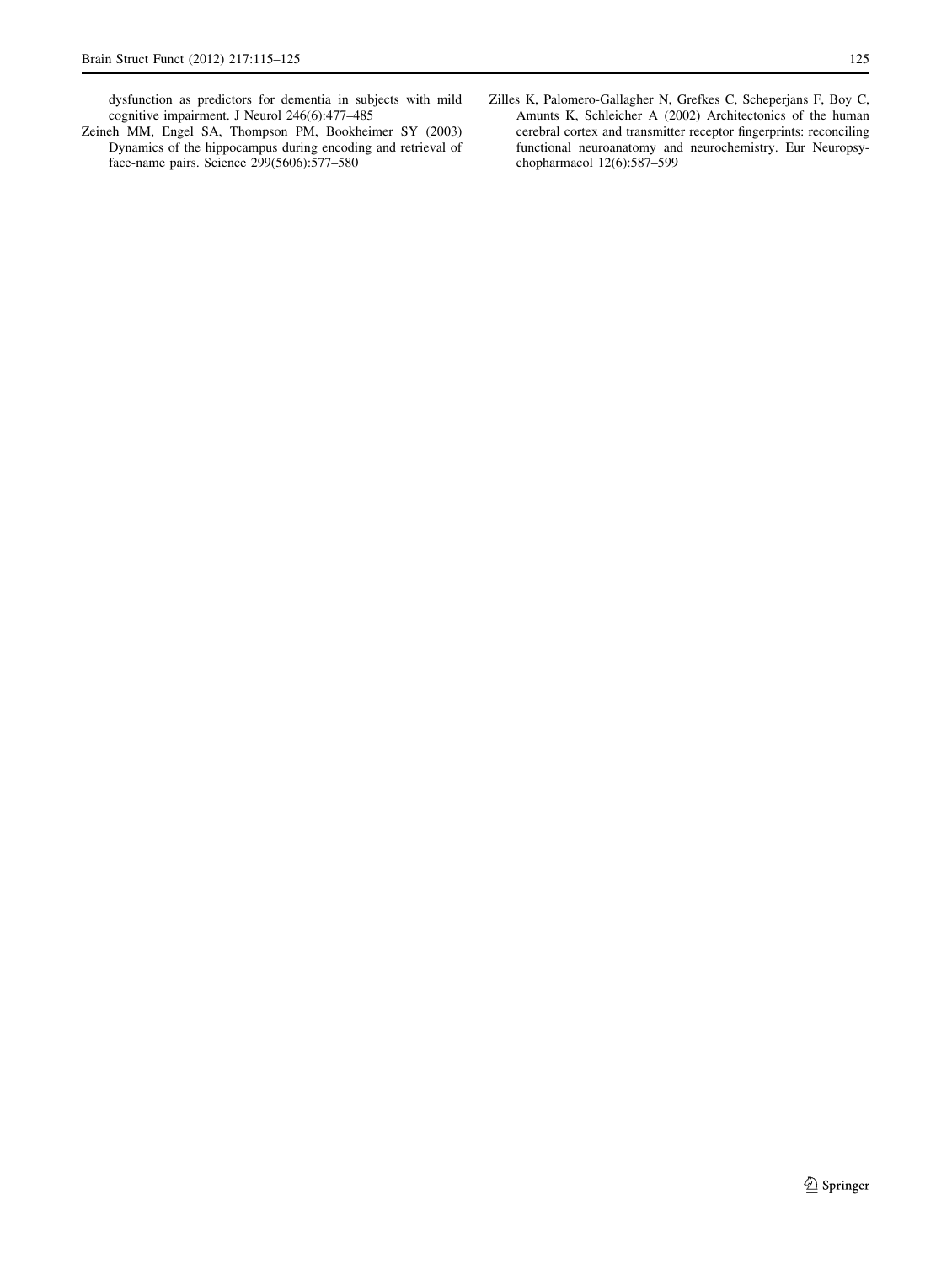dysfunction as predictors for dementia in subjects with mild cognitive impairment. J Neurol 246(6):477–485

Zeineh MM, Engel SA, Thompson PM, Bookheimer SY (2003) Dynamics of the hippocampus during encoding and retrieval of face-name pairs. Science 299(5606):577–580

Zilles K, Palomero-Gallagher N, Grefkes C, Scheperjans F, Boy C, Amunts K, Schleicher A (2002) Architectonics of the human cerebral cortex and transmitter receptor fingerprints: reconciling functional neuroanatomy and neurochemistry. Eur Neuropsychopharmacol 12(6):587–599